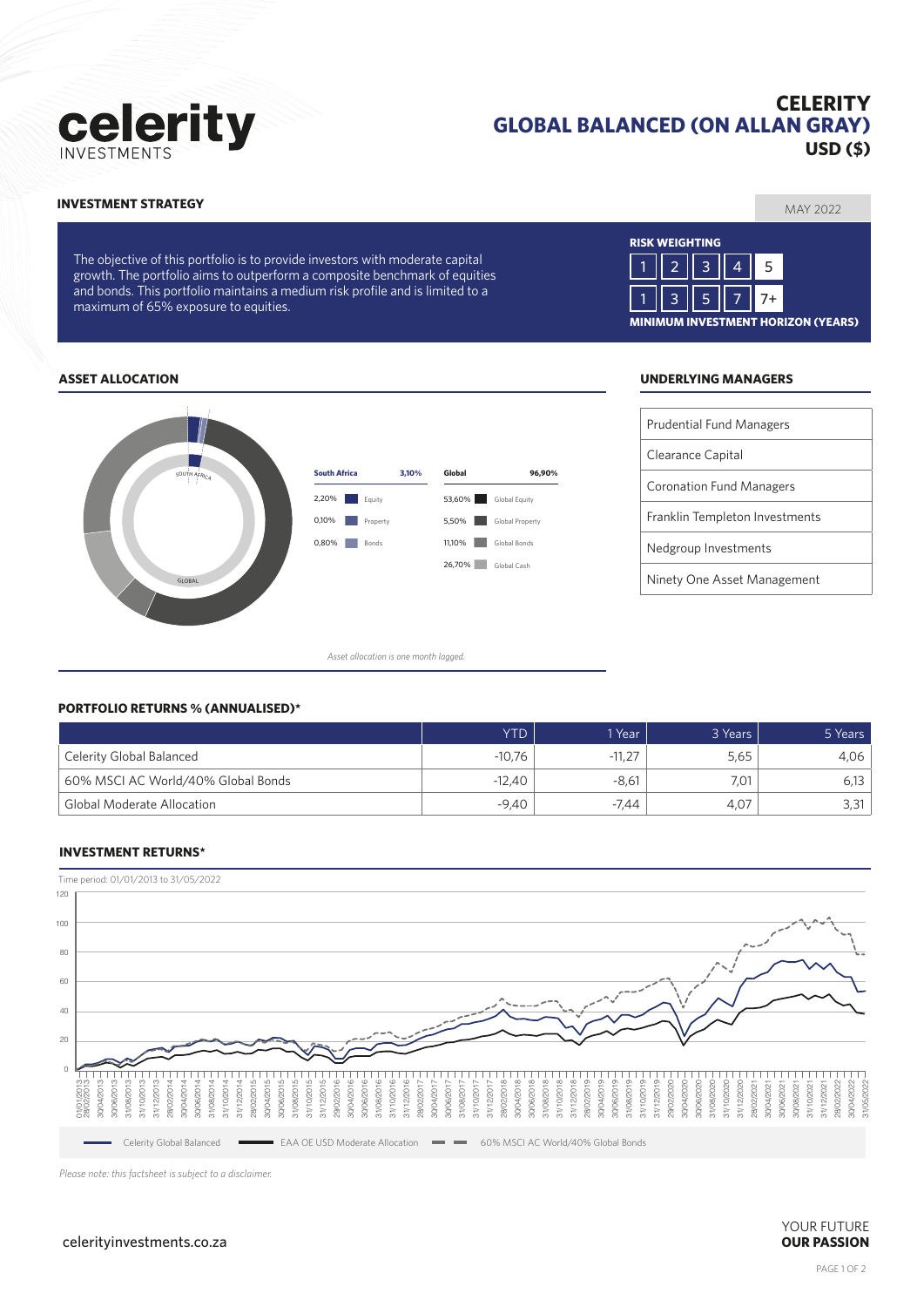# CELERITY
# GLOBAL BALANCED (ON ALLAN GRAY)
# USD ($)

celerity INVESTMENTS

## INVESTMENT STRATEGY

MAY 2022

The objective of this portfolio is to provide investors with moderate capital growth. The portfolio aims to outperform a composite benchmark of equities and bonds. This portfolio maintains a medium risk profile and is limited to a maximum of 65% exposure to equities.

**RISK WEIGHTING**

| 1 | 2 | 3 | 4 | 5 |
|---|---|---|---|---|
| 1 | 3 | 5 | 7 | 7+ |

**MINIMUM INVESTMENT HORIZON (YEARS)**

## ASSET ALLOCATION

| South Africa | | 3,10% |
|---|---|---|
| 2,20% | Equity | |
| 0,10% | Property | |
| 0,80% | Bonds | |

| Global | | 96,90% |
|---|---|---|
| 53,60% | Global Equity | |
| 5,50% | Global Property | |
| 11,10% | Global Bonds | |
| 26,70% | Global Cash | |

*Asset allocation is one month lagged.*

## UNDERLYING MANAGERS

- Prudential Fund Managers
- Clearance Capital
- Coronation Fund Managers
- Franklin Templeton Investments
- Nedgroup Investments
- Ninety One Asset Management

## PORTFOLIO RETURNS % (ANNUALISED)*

| | YTD | 1 Year | 3 Years | 5 Years |
|---|---|---|---|---|
| Celerity Global Balanced | -10,76 | -11,27 | 5,65 | 4,06 |
| 60% MSCI AC World/40% Global Bonds | -12,40 | -8,61 | 7,01 | 6,13 |
| Global Moderate Allocation | -9,40 | -7,44 | 4,07 | 3,31 |

## INVESTMENT RETURNS*

Time period: 01/01/2013 to 31/05/2022

Legend: Celerity Global Balanced; EAA OE USD Moderate Allocation; 60% MSCI AC World/40% Global Bonds

*Please note: this factsheet is subject to a disclaimer.*

celerityinvestments.co.za

YOUR FUTURE **OUR PASSION**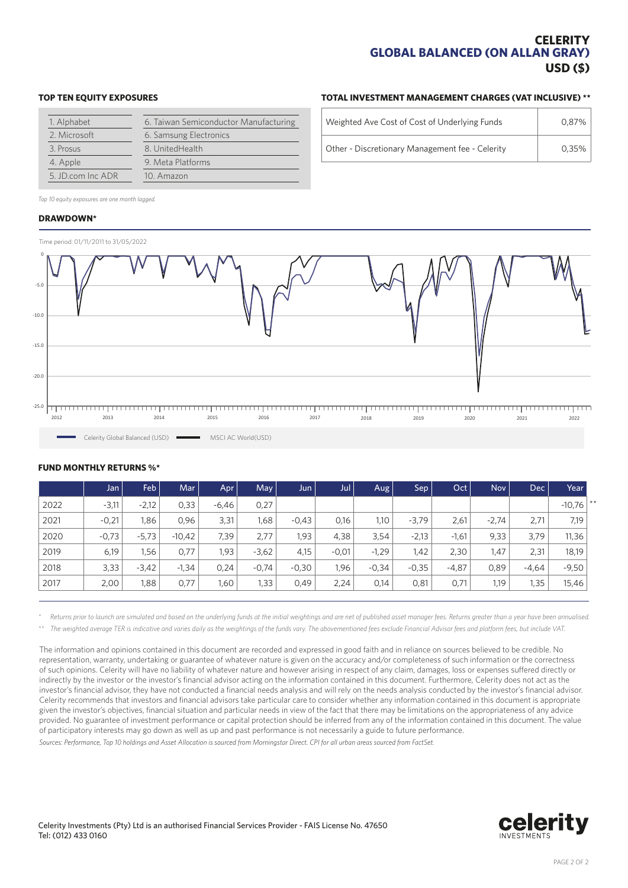# CELERITY
## GLOBAL BALANCED (ON ALLAN GRAY)
## USD ($)

### TOP TEN EQUITY EXPOSURES

| | |
|---|---|
| 1. Alphabet | 6. Taiwan Semiconductor Manufacturing |
| 2. Microsoft | 6. Samsung Electronics |
| 3. Prosus | 8. UnitedHealth |
| 4. Apple | 9. Meta Platforms |
| 5. JD.com Inc ADR | 10. Amazon |

*Top 10 equity exposures are one month lagged.*

### TOTAL INVESTMENT MANAGEMENT CHARGES (VAT INCLUSIVE) **

| | |
|---|---|
| Weighted Ave Cost of Cost of Underlying Funds | 0,87% |
| Other - Discretionary Management fee - Celerity | 0,35% |

### DRAWDOWN*

Time period: 01/11/2011 to 31/05/2022

0
-5.0
-10.0
-15.0
-20.0
-25.0

2012 2013 2014 2015 2016 2017 2018 2019 2020 2021 2022

Celerity Global Balanced (USD) MSCI AC World(USD)

### FUND MONTHLY RETURNS %*

| | Jan | Feb | Mar | Apr | May | Jun | Jul | Aug | Sep | Oct | Nov | Dec | Year |
|---|---|---|---|---|---|---|---|---|---|---|---|---|---|
| 2022 | -3,11 | -2,12 | 0,33 | -6,46 | 0,27 | | | | | | | | -10,76 ** |
| 2021 | -0,21 | 1,86 | 0,96 | 3,31 | 1,68 | -0,43 | 0,16 | 1,10 | -3,79 | 2,61 | -2,74 | 2,71 | 7,19 |
| 2020 | -0,73 | -5,73 | -10,42 | 7,39 | 2,77 | 1,93 | 4,38 | 3,54 | -2,13 | -1,61 | 9,33 | 3,79 | 11,36 |
| 2019 | 6,19 | 1,56 | 0,77 | 1,93 | -3,62 | 4,15 | -0,01 | -1,29 | 1,42 | 2,30 | 1,47 | 2,31 | 18,19 |
| 2018 | 3,33 | -3,42 | -1,34 | 0,24 | -0,74 | -0,30 | 1,96 | -0,34 | -0,35 | -4,87 | 0,89 | -4,64 | -9,50 |
| 2017 | 2,00 | 1,88 | 0,77 | 1,60 | 1,33 | 0,49 | 2,24 | 0,14 | 0,81 | 0,71 | 1,19 | 1,35 | 15,46 |

\* *Returns prior to launch are simulated and based on the underlying funds at the initial weightings and are net of published asset manager fees. Returns greater than a year have been annualised.*

\*\* *The weighted average TER is indicative and varies daily as the weightings of the funds vary. The abovementioned fees exclude Financial Advisor fees and platform fees, but include VAT.*

The information and opinions contained in this document are recorded and expressed in good faith and in reliance on sources believed to be credible. No representation, warranty, undertaking or guarantee of whatever nature is given on the accuracy and/or completeness of such information or the correctness of such opinions. Celerity will have no liability of whatever nature and however arising in respect of any claim, damages, loss or expenses suffered directly or indirectly by the investor or the investor's financial advisor acting on the information contained in this document. Furthermore, Celerity does not act as the investor's financial advisor, they have not conducted a financial needs analysis and will rely on the needs analysis conducted by the investor's financial advisor. Celerity recommends that investors and financial advisors take particular care to consider whether any information contained in this document is appropriate given the investor's objectives, financial situation and particular needs in view of the fact that there may be limitations on the appropriateness of any advice provided. No guarantee of investment performance or capital protection should be inferred from any of the information contained in this document. The value of participatory interests may go down as well as up and past performance is not necessarily a guide to future performance.

*Sources: Performance, Top 10 holdings and Asset Allocation is sourced from Morningstar Direct. CPI for all urban areas sourced from FactSet.*

Celerity Investments (Pty) Ltd is an authorised Financial Services Provider - FAIS License No. 47650
Tel: (012) 433 0160

celerity INVESTMENTS